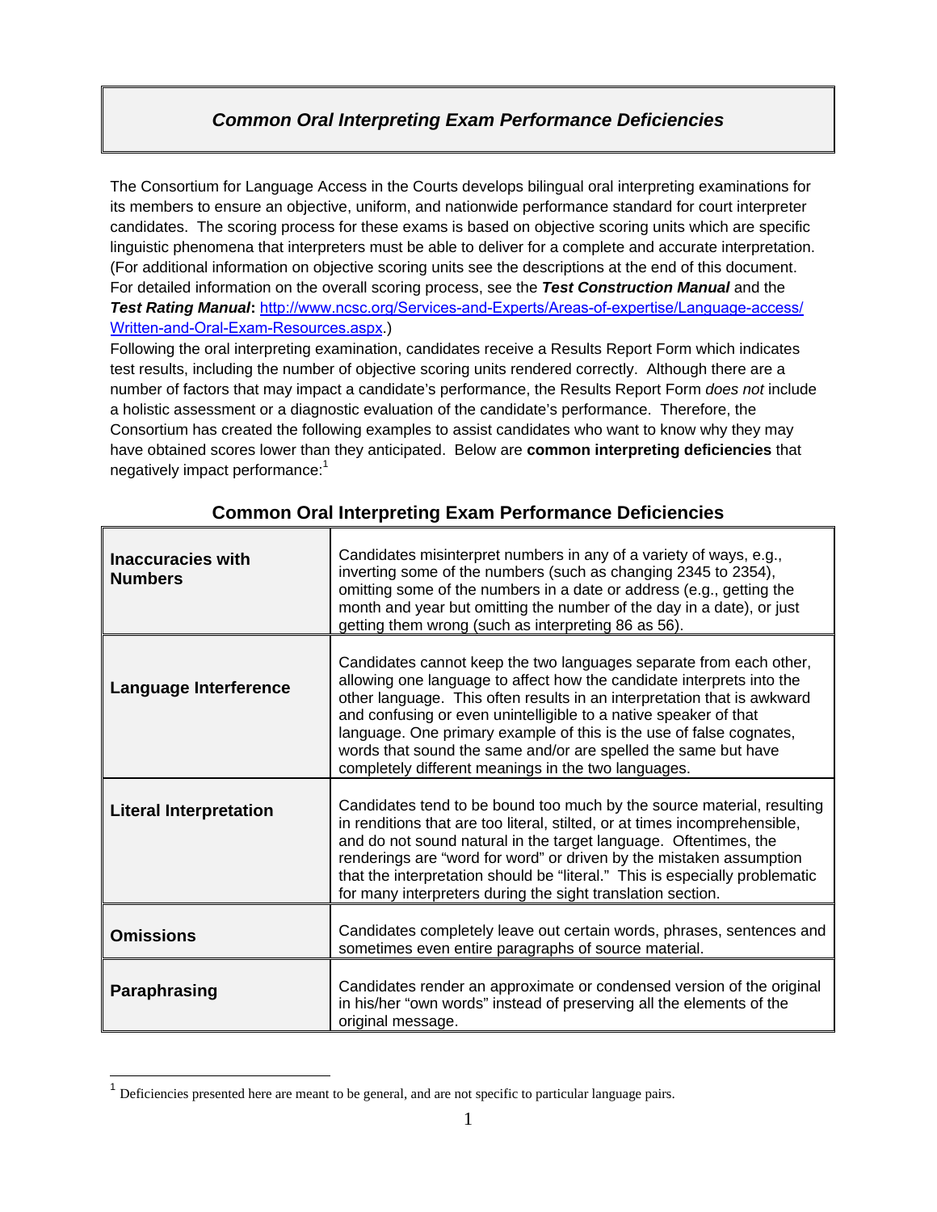# *Common Oral Interpreting Exam Performance Deficiencies*

The Consortium for Language Access in the Courts develops bilingual oral interpreting examinations for its members to ensure an objective, uniform, and nationwide performance standard for court interpreter candidates. The scoring process for these exams is based on objective scoring units which are specific linguistic phenomena that interpreters must be able to deliver for a complete and accurate interpretation. (For additional information on objective scoring units see the descriptions at the end of this document. For detailed information on the overall scoring process, see the ***Test Construction Manual*** and the ***Test Rating Manual***: [http://www.ncsc.org/Services-and-Experts/Areas-of-expertise/Language-access/Written-and-Oral-Exam-Resources.aspx](http://www.ncsc.org/Services-and-Experts/Areas-of-expertise/Language-access/Written-and-Oral-Exam-Resources.aspx).)

Following the oral interpreting examination, candidates receive a Results Report Form which indicates test results, including the number of objective scoring units rendered correctly. Although there are a number of factors that may impact a candidate's performance, the Results Report Form *does not* include a holistic assessment or a diagnostic evaluation of the candidate's performance. Therefore, the Consortium has created the following examples to assist candidates who want to know why they may have obtained scores lower than they anticipated. Below are **common interpreting deficiencies** that negatively impact performance:[1]

## Common Oral Interpreting Exam Performance Deficiencies

| | |
|---|---|
| **Inaccuracies with Numbers** | Candidates misinterpret numbers in any of a variety of ways, e.g., inverting some of the numbers (such as changing 2345 to 2354), omitting some of the numbers in a date or address (e.g., getting the month and year but omitting the number of the day in a date), or just getting them wrong (such as interpreting 86 as 56). |
| **Language Interference** | Candidates cannot keep the two languages separate from each other, allowing one language to affect how the candidate interprets into the other language. This often results in an interpretation that is awkward and confusing or even unintelligible to a native speaker of that language. One primary example of this is the use of false cognates, words that sound the same and/or are spelled the same but have completely different meanings in the two languages. |
| **Literal Interpretation** | Candidates tend to be bound too much by the source material, resulting in renditions that are too literal, stilted, or at times incomprehensible, and do not sound natural in the target language. Oftentimes, the renderings are "word for word" or driven by the mistaken assumption that the interpretation should be "literal." This is especially problematic for many interpreters during the sight translation section. |
| **Omissions** | Candidates completely leave out certain words, phrases, sentences and sometimes even entire paragraphs of source material. |
| **Paraphrasing** | Candidates render an approximate or condensed version of the original in his/her "own words" instead of preserving all the elements of the original message. |

[1] Deficiencies presented here are meant to be general, and are not specific to particular language pairs.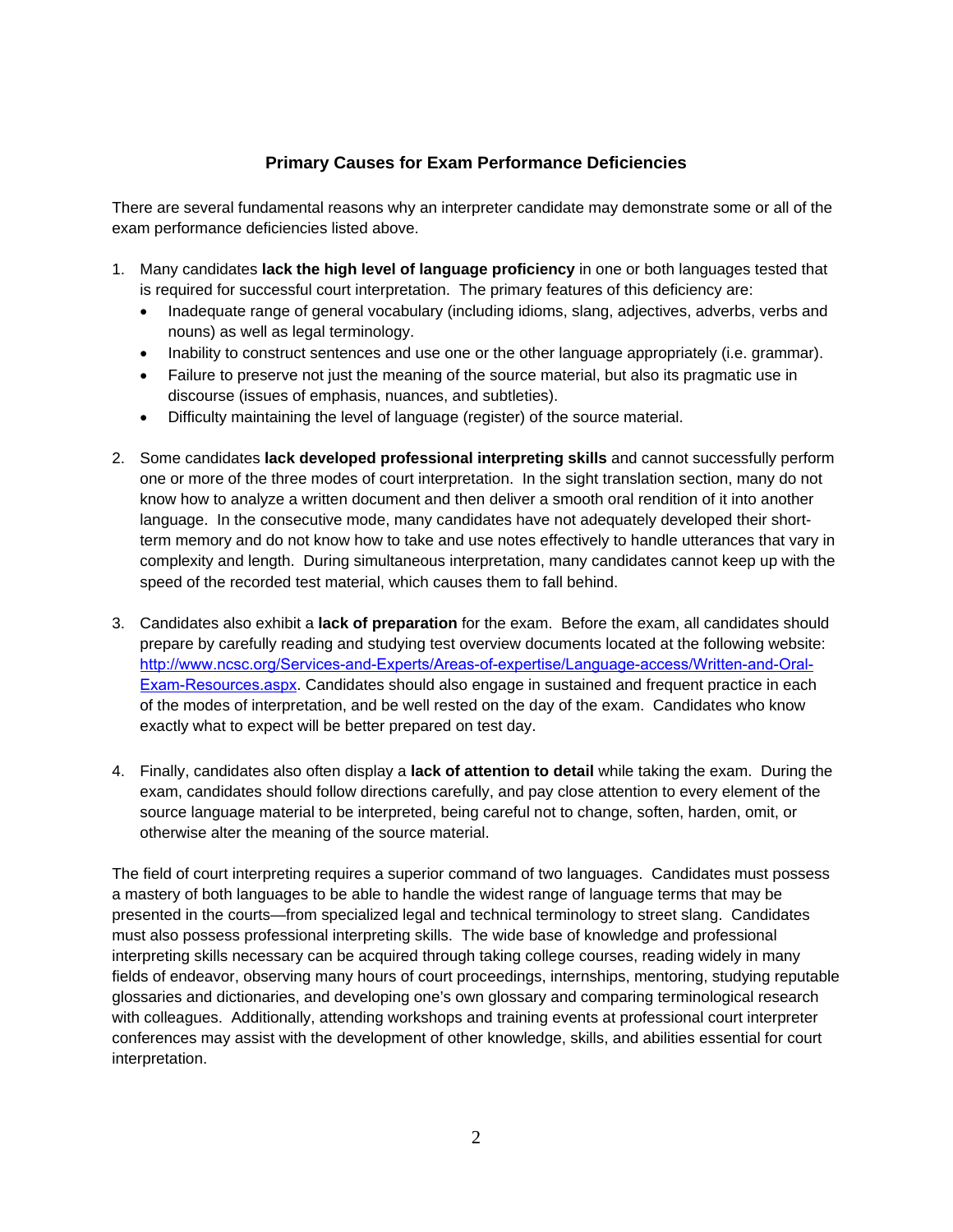## Primary Causes for Exam Performance Deficiencies

There are several fundamental reasons why an interpreter candidate may demonstrate some or all of the exam performance deficiencies listed above.

1. Many candidates **lack the high level of language proficiency** in one or both languages tested that is required for successful court interpretation. The primary features of this deficiency are:
   - Inadequate range of general vocabulary (including idioms, slang, adjectives, adverbs, verbs and nouns) as well as legal terminology.
   - Inability to construct sentences and use one or the other language appropriately (i.e. grammar).
   - Failure to preserve not just the meaning of the source material, but also its pragmatic use in discourse (issues of emphasis, nuances, and subtleties).
   - Difficulty maintaining the level of language (register) of the source material.

2. Some candidates **lack developed professional interpreting skills** and cannot successfully perform one or more of the three modes of court interpretation. In the sight translation section, many do not know how to analyze a written document and then deliver a smooth oral rendition of it into another language. In the consecutive mode, many candidates have not adequately developed their short-term memory and do not know how to take and use notes effectively to handle utterances that vary in complexity and length. During simultaneous interpretation, many candidates cannot keep up with the speed of the recorded test material, which causes them to fall behind.

3. Candidates also exhibit a **lack of preparation** for the exam. Before the exam, all candidates should prepare by carefully reading and studying test overview documents located at the following website: [http://www.ncsc.org/Services-and-Experts/Areas-of-expertise/Language-access/Written-and-Oral-Exam-Resources.aspx](http://www.ncsc.org/Services-and-Experts/Areas-of-expertise/Language-access/Written-and-Oral-Exam-Resources.aspx). Candidates should also engage in sustained and frequent practice in each of the modes of interpretation, and be well rested on the day of the exam. Candidates who know exactly what to expect will be better prepared on test day.

4. Finally, candidates also often display a **lack of attention to detail** while taking the exam. During the exam, candidates should follow directions carefully, and pay close attention to every element of the source language material to be interpreted, being careful not to change, soften, harden, omit, or otherwise alter the meaning of the source material.

The field of court interpreting requires a superior command of two languages. Candidates must possess a mastery of both languages to be able to handle the widest range of language terms that may be presented in the courts—from specialized legal and technical terminology to street slang. Candidates must also possess professional interpreting skills. The wide base of knowledge and professional interpreting skills necessary can be acquired through taking college courses, reading widely in many fields of endeavor, observing many hours of court proceedings, internships, mentoring, studying reputable glossaries and dictionaries, and developing one's own glossary and comparing terminological research with colleagues. Additionally, attending workshops and training events at professional court interpreter conferences may assist with the development of other knowledge, skills, and abilities essential for court interpretation.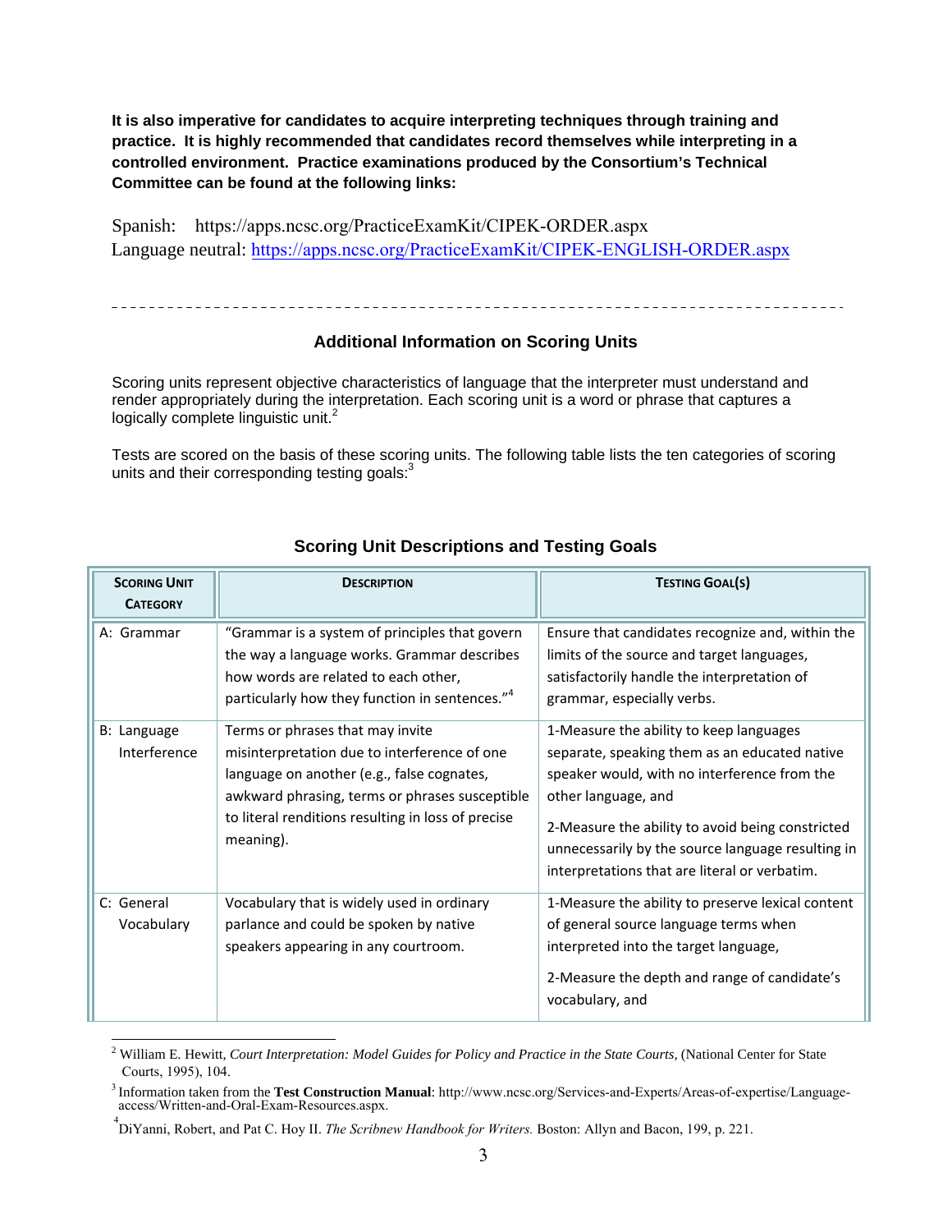**It is also imperative for candidates to acquire interpreting techniques through training and practice. It is highly recommended that candidates record themselves while interpreting in a controlled environment. Practice examinations produced by the Consortium's Technical Committee can be found at the following links:**

Spanish: https://apps.ncsc.org/PracticeExamKit/CIPEK-ORDER.aspx
Language neutral: https://apps.ncsc.org/PracticeExamKit/CIPEK-ENGLISH-ORDER.aspx

---

## Additional Information on Scoring Units

Scoring units represent objective characteristics of language that the interpreter must understand and render appropriately during the interpretation. Each scoring unit is a word or phrase that captures a logically complete linguistic unit.[2]

Tests are scored on the basis of these scoring units. The following table lists the ten categories of scoring units and their corresponding testing goals:[3]

### Scoring Unit Descriptions and Testing Goals

| Scoring Unit Category | Description | Testing Goal(s) |
|---|---|---|
| A: Grammar | "Grammar is a system of principles that govern the way a language works. Grammar describes how words are related to each other, particularly how they function in sentences."[4] | Ensure that candidates recognize and, within the limits of the source and target languages, satisfactorily handle the interpretation of grammar, especially verbs. |
| B: Language Interference | Terms or phrases that may invite misinterpretation due to interference of one language on another (e.g., false cognates, awkward phrasing, terms or phrases susceptible to literal renditions resulting in loss of precise meaning). | 1-Measure the ability to keep languages separate, speaking them as an educated native speaker would, with no interference from the other language, and<br><br>2-Measure the ability to avoid being constricted unnecessarily by the source language resulting in interpretations that are literal or verbatim. |
| C: General Vocabulary | Vocabulary that is widely used in ordinary parlance and could be spoken by native speakers appearing in any courtroom. | 1-Measure the ability to preserve lexical content of general source language terms when interpreted into the target language,<br><br>2-Measure the depth and range of candidate's vocabulary, and |

---

[2] William E. Hewitt, *Court Interpretation: Model Guides for Policy and Practice in the State Courts*, (National Center for State Courts, 1995), 104.

[3] Information taken from the **Test Construction Manual**: http://www.ncsc.org/Services-and-Experts/Areas-of-expertise/Language-access/Written-and-Oral-Exam-Resources.aspx.

[4] DiYanni, Robert, and Pat C. Hoy II. *The Scribnew Handbook for Writers.* Boston: Allyn and Bacon, 199, p. 221.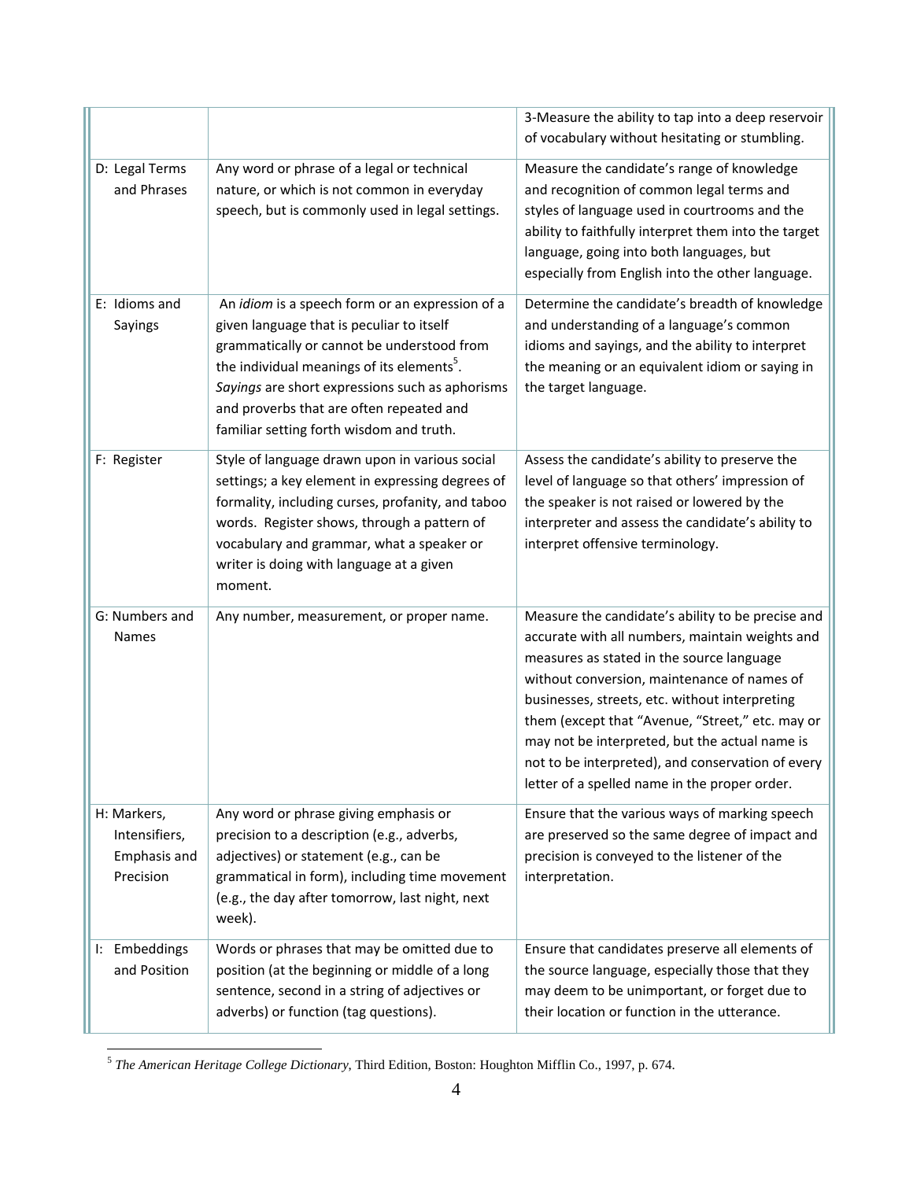| | | |
|---|---|---|
| | | 3-Measure the ability to tap into a deep reservoir of vocabulary without hesitating or stumbling. |
| D: Legal Terms and Phrases | Any word or phrase of a legal or technical nature, or which is not common in everyday speech, but is commonly used in legal settings. | Measure the candidate's range of knowledge and recognition of common legal terms and styles of language used in courtrooms and the ability to faithfully interpret them into the target language, going into both languages, but especially from English into the other language. |
| E: Idioms and Sayings | An *idiom* is a speech form or an expression of a given language that is peculiar to itself grammatically or cannot be understood from the individual meanings of its elements[5]. *Sayings* are short expressions such as aphorisms and proverbs that are often repeated and familiar setting forth wisdom and truth. | Determine the candidate's breadth of knowledge and understanding of a language's common idioms and sayings, and the ability to interpret the meaning or an equivalent idiom or saying in the target language. |
| F: Register | Style of language drawn upon in various social settings; a key element in expressing degrees of formality, including curses, profanity, and taboo words. Register shows, through a pattern of vocabulary and grammar, what a speaker or writer is doing with language at a given moment. | Assess the candidate's ability to preserve the level of language so that others' impression of the speaker is not raised or lowered by the interpreter and assess the candidate's ability to interpret offensive terminology. |
| G: Numbers and Names | Any number, measurement, or proper name. | Measure the candidate's ability to be precise and accurate with all numbers, maintain weights and measures as stated in the source language without conversion, maintenance of names of businesses, streets, etc. without interpreting them (except that "Avenue, "Street," etc. may or may not be interpreted, but the actual name is not to be interpreted), and conservation of every letter of a spelled name in the proper order. |
| H: Markers, Intensifiers, Emphasis and Precision | Any word or phrase giving emphasis or precision to a description (e.g., adverbs, adjectives) or statement (e.g., can be grammatical in form), including time movement (e.g., the day after tomorrow, last night, next week). | Ensure that the various ways of marking speech are preserved so the same degree of impact and precision is conveyed to the listener of the interpretation. |
| I: Embeddings and Position | Words or phrases that may be omitted due to position (at the beginning or middle of a long sentence, second in a string of adjectives or adverbs) or function (tag questions). | Ensure that candidates preserve all elements of the source language, especially those that they may deem to be unimportant, or forget due to their location or function in the utterance. |

[5] *The American Heritage College Dictionary*, Third Edition, Boston: Houghton Mifflin Co., 1997, p. 674.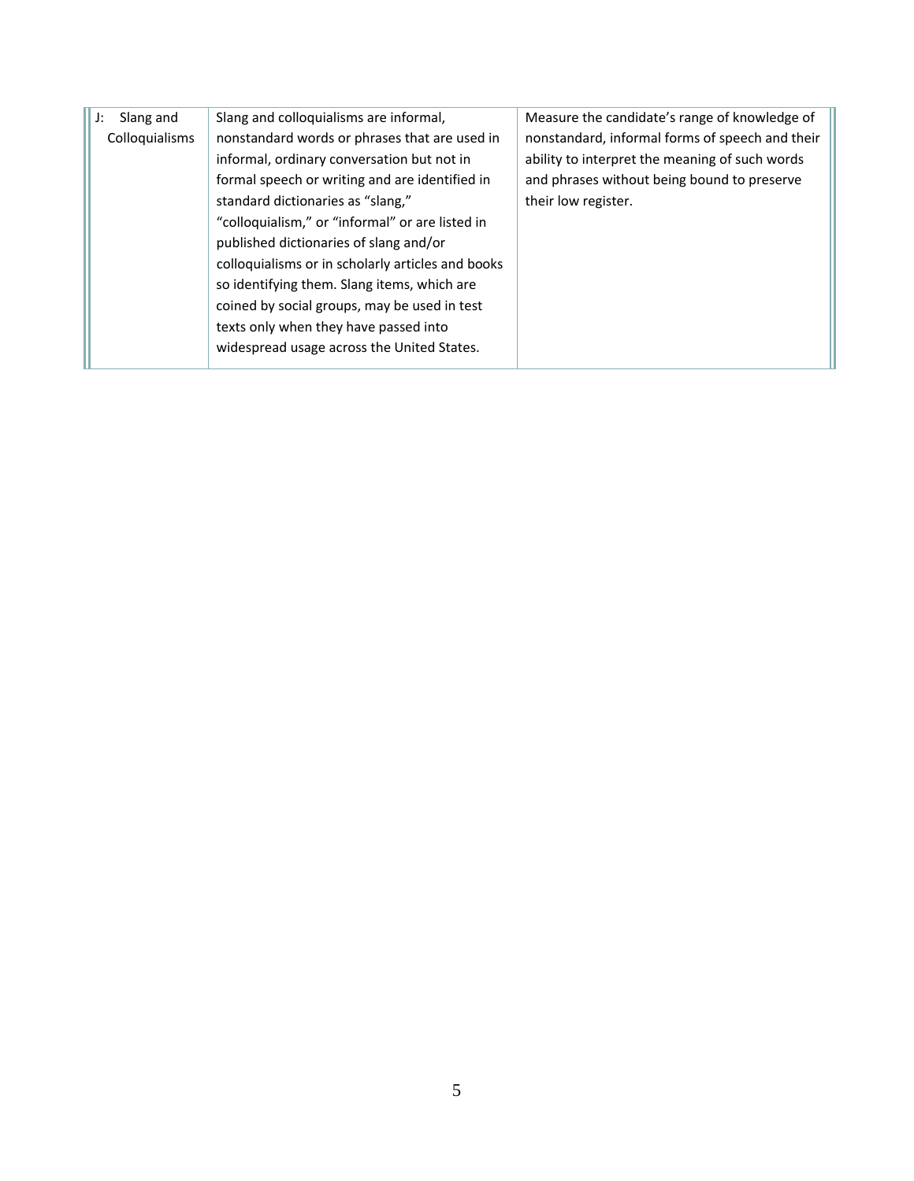| | | |
|---|---|---|
| J: Slang and Colloquialisms | Slang and colloquialisms are informal, nonstandard words or phrases that are used in informal, ordinary conversation but not in formal speech or writing and are identified in standard dictionaries as “slang,” “colloquialism,” or “informal” or are listed in published dictionaries of slang and/or colloquialisms or in scholarly articles and books so identifying them. Slang items, which are coined by social groups, may be used in test texts only when they have passed into widespread usage across the United States. | Measure the candidate’s range of knowledge of nonstandard, informal forms of speech and their ability to interpret the meaning of such words and phrases without being bound to preserve their low register. |